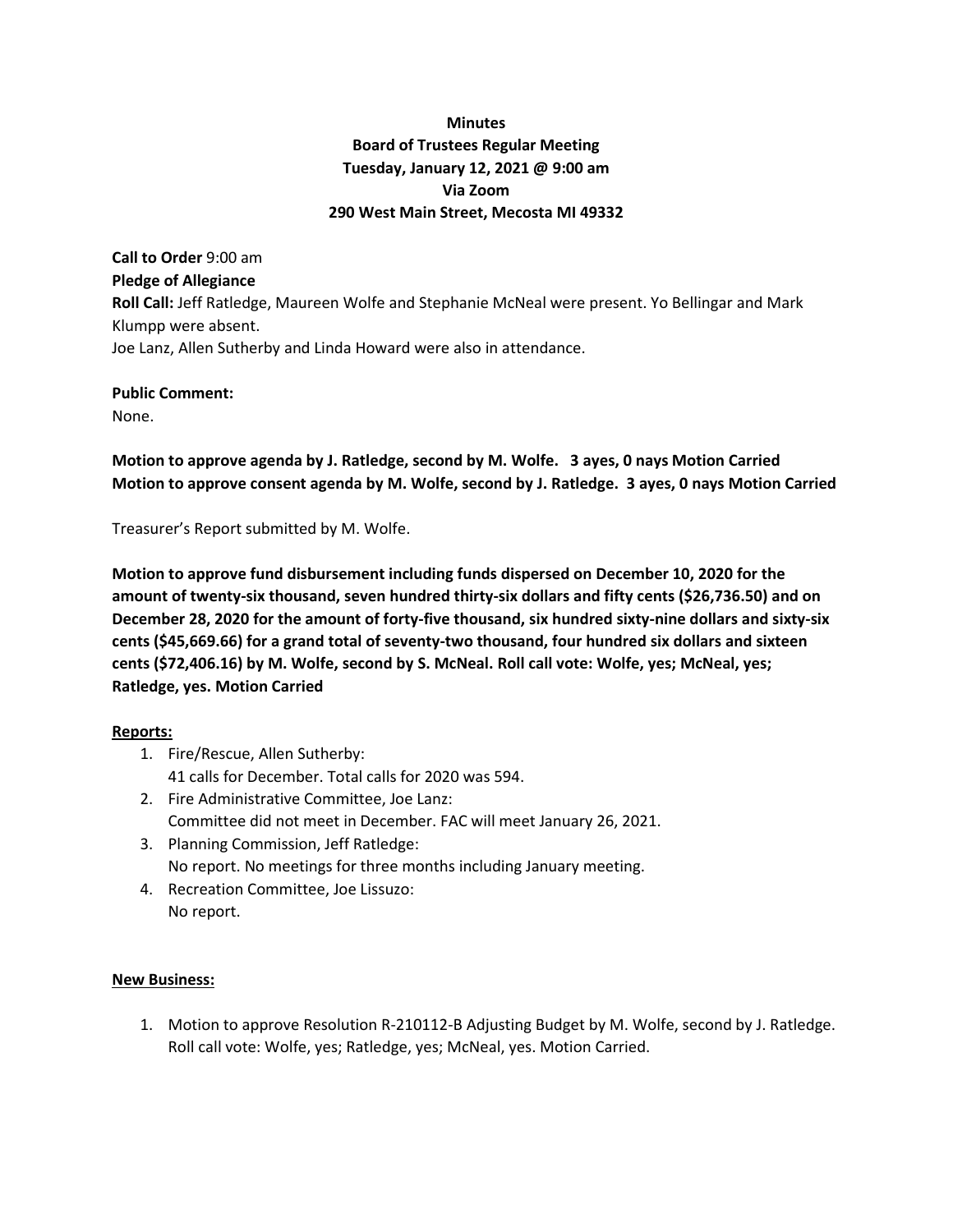**Minutes**
**Board of Trustees Regular Meeting**
**Tuesday, January 12, 2021 @ 9:00 am**
**Via Zoom**
**290 West Main Street, Mecosta MI 49332**

**Call to Order** 9:00 am
**Pledge of Allegiance**
**Roll Call:** Jeff Ratledge, Maureen Wolfe and Stephanie McNeal were present. Yo Bellingar and Mark Klumpp were absent.
Joe Lanz, Allen Sutherby and Linda Howard were also in attendance.

**Public Comment:**
None.

**Motion to approve agenda by J. Ratledge, second by M. Wolfe. 3 ayes, 0 nays Motion Carried**
**Motion to approve consent agenda by M. Wolfe, second by J. Ratledge. 3 ayes, 0 nays Motion Carried**

Treasurer's Report submitted by M. Wolfe.

**Motion to approve fund disbursement including funds dispersed on December 10, 2020 for the amount of twenty-six thousand, seven hundred thirty-six dollars and fifty cents ($26,736.50) and on December 28, 2020 for the amount of forty-five thousand, six hundred sixty-nine dollars and sixty-six cents ($45,669.66) for a grand total of seventy-two thousand, four hundred six dollars and sixteen cents ($72,406.16) by M. Wolfe, second by S. McNeal. Roll call vote: Wolfe, yes; McNeal, yes; Ratledge, yes. Motion Carried**

**Reports:**

1. Fire/Rescue, Allen Sutherby:
   41 calls for December. Total calls for 2020 was 594.
2. Fire Administrative Committee, Joe Lanz:
   Committee did not meet in December. FAC will meet January 26, 2021.
3. Planning Commission, Jeff Ratledge:
   No report. No meetings for three months including January meeting.
4. Recreation Committee, Joe Lissuzo:
   No report.

**New Business:**

1. Motion to approve Resolution R-210112-B Adjusting Budget by M. Wolfe, second by J. Ratledge. Roll call vote: Wolfe, yes; Ratledge, yes; McNeal, yes. Motion Carried.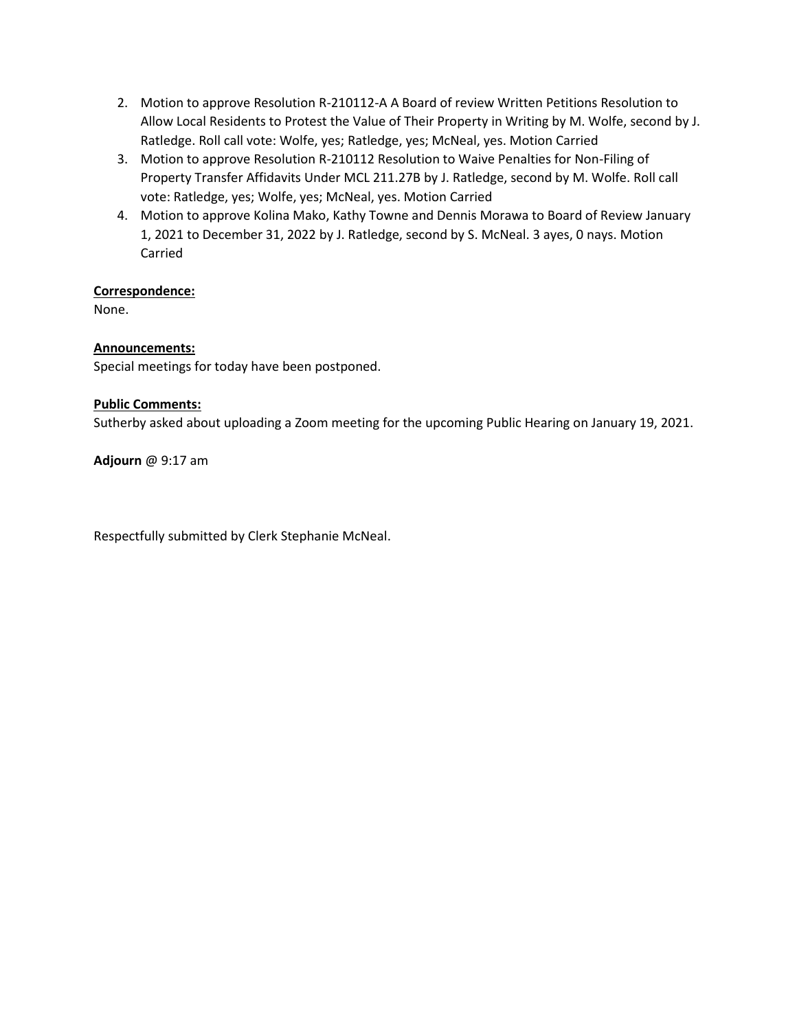2. Motion to approve Resolution R-210112-A A Board of review Written Petitions Resolution to Allow Local Residents to Protest the Value of Their Property in Writing by M. Wolfe, second by J. Ratledge. Roll call vote: Wolfe, yes; Ratledge, yes; McNeal, yes. Motion Carried
3. Motion to approve Resolution R-210112 Resolution to Waive Penalties for Non-Filing of Property Transfer Affidavits Under MCL 211.27B by J. Ratledge, second by M. Wolfe. Roll call vote: Ratledge, yes; Wolfe, yes; McNeal, yes. Motion Carried
4. Motion to approve Kolina Mako, Kathy Towne and Dennis Morawa to Board of Review January 1, 2021 to December 31, 2022 by J. Ratledge, second by S. McNeal. 3 ayes, 0 nays. Motion Carried

**Correspondence:**

None.

**Announcements:**

Special meetings for today have been postponed.

**Public Comments:**

Sutherby asked about uploading a Zoom meeting for the upcoming Public Hearing on January 19, 2021.

**Adjourn** @ 9:17 am

Respectfully submitted by Clerk Stephanie McNeal.